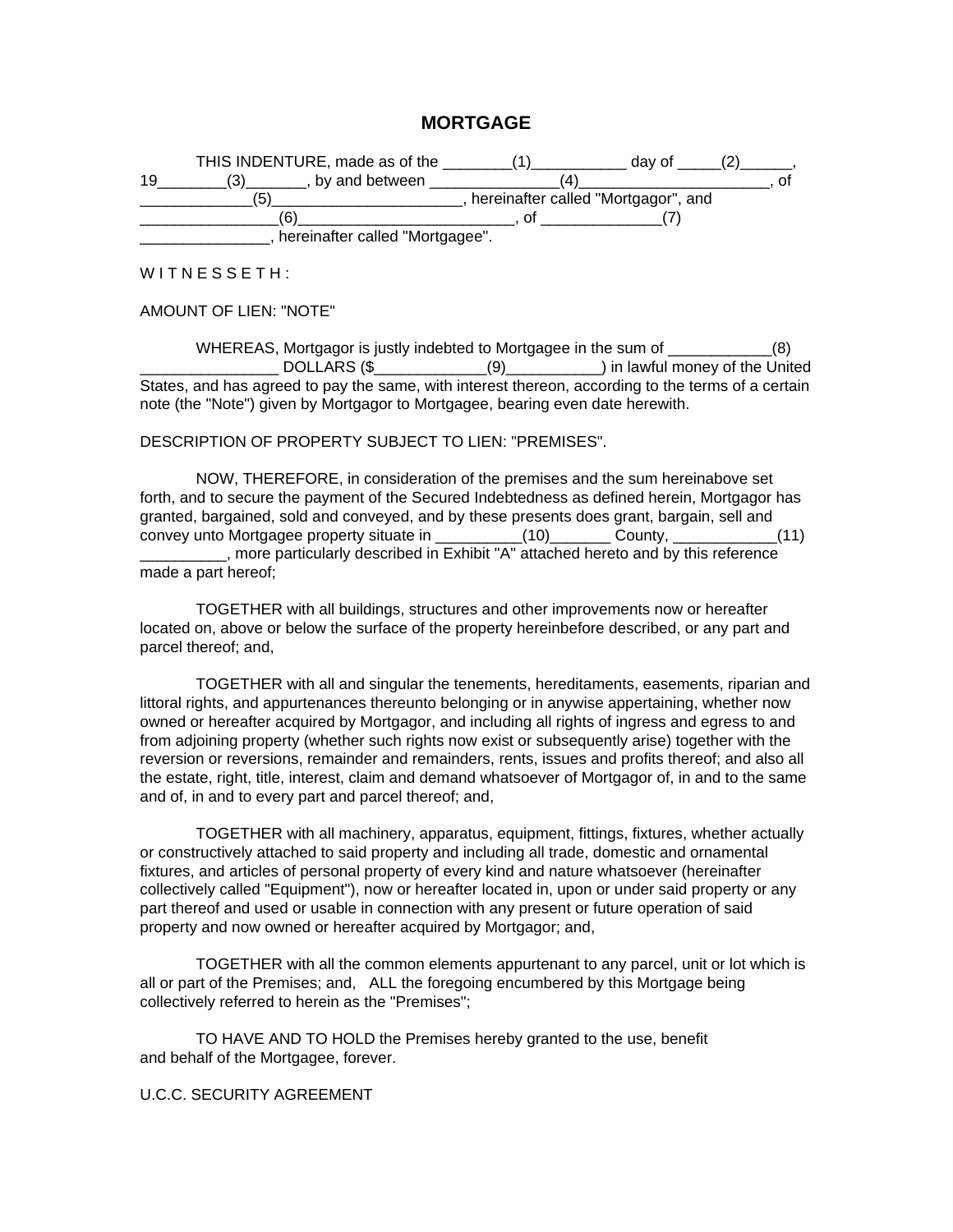# MORTGAGE

THIS INDENTURE, made as of the ________(1)___________ day of _____(2)______, 19________(3)_______, by and between _______________(4)______________________, of _____________(5)______________________, hereinafter called "Mortgagor", and ________________(6)_________________________, of ______________(7) _______________, hereinafter called "Mortgagee".

W I T N E S S E T H :

AMOUNT OF LIEN: "NOTE"

WHEREAS, Mortgagor is justly indebted to Mortgagee in the sum of ____________(8) ________________ DOLLARS ($_____________(9)___________) in lawful money of the United States, and has agreed to pay the same, with interest thereon, according to the terms of a certain note (the "Note") given by Mortgagor to Mortgagee, bearing even date herewith.

DESCRIPTION OF PROPERTY SUBJECT TO LIEN: "PREMISES".

NOW, THEREFORE, in consideration of the premises and the sum hereinabove set forth, and to secure the payment of the Secured Indebtedness as defined herein, Mortgagor has granted, bargained, sold and conveyed, and by these presents does grant, bargain, sell and convey unto Mortgagee property situate in __________(10)_______ County, ____________(11) __________, more particularly described in Exhibit "A" attached hereto and by this reference made a part hereof;

TOGETHER with all buildings, structures and other improvements now or hereafter located on, above or below the surface of the property hereinbefore described, or any part and parcel thereof; and,

TOGETHER with all and singular the tenements, hereditaments, easements, riparian and littoral rights, and appurtenances thereunto belonging or in anywise appertaining, whether now owned or hereafter acquired by Mortgagor, and including all rights of ingress and egress to and from adjoining property (whether such rights now exist or subsequently arise) together with the reversion or reversions, remainder and remainders, rents, issues and profits thereof; and also all the estate, right, title, interest, claim and demand whatsoever of Mortgagor of, in and to the same and of, in and to every part and parcel thereof; and,

TOGETHER with all machinery, apparatus, equipment, fittings, fixtures, whether actually or constructively attached to said property and including all trade, domestic and ornamental fixtures, and articles of personal property of every kind and nature whatsoever (hereinafter collectively called "Equipment"), now or hereafter located in, upon or under said property or any part thereof and used or usable in connection with any present or future operation of said property and now owned or hereafter acquired by Mortgagor; and,

TOGETHER with all the common elements appurtenant to any parcel, unit or lot which is all or part of the Premises; and, ALL the foregoing encumbered by this Mortgage being collectively referred to herein as the "Premises";

TO HAVE AND TO HOLD the Premises hereby granted to the use, benefit and behalf of the Mortgagee, forever.

U.C.C. SECURITY AGREEMENT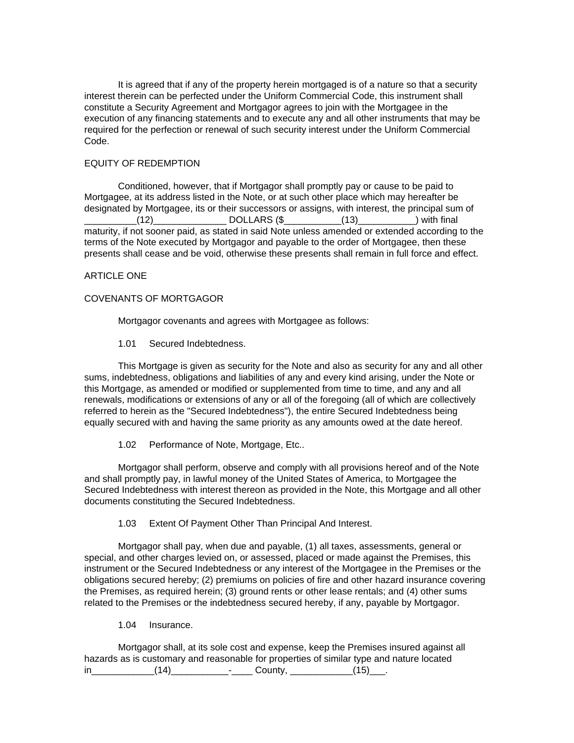It is agreed that if any of the property herein mortgaged is of a nature so that a security interest therein can be perfected under the Uniform Commercial Code, this instrument shall constitute a Security Agreement and Mortgagor agrees to join with the Mortgagee in the execution of any financing statements and to execute any and all other instruments that may be required for the perfection or renewal of such security interest under the Uniform Commercial Code.

EQUITY OF REDEMPTION

Conditioned, however, that if Mortgagor shall promptly pay or cause to be paid to Mortgagee, at its address listed in the Note, or at such other place which may hereafter be designated by Mortgagee, its or their successors or assigns, with interest, the principal sum of __________(12)______________ DOLLARS ($___________(13)___________) with final maturity, if not sooner paid, as stated in said Note unless amended or extended according to the terms of the Note executed by Mortgagor and payable to the order of Mortgagee, then these presents shall cease and be void, otherwise these presents shall remain in full force and effect.

ARTICLE ONE

COVENANTS OF MORTGAGOR

Mortgagor covenants and agrees with Mortgagee as follows:

1.01 Secured Indebtedness.

This Mortgage is given as security for the Note and also as security for any and all other sums, indebtedness, obligations and liabilities of any and every kind arising, under the Note or this Mortgage, as amended or modified or supplemented from time to time, and any and all renewals, modifications or extensions of any or all of the foregoing (all of which are collectively referred to herein as the "Secured Indebtedness"), the entire Secured Indebtedness being equally secured with and having the same priority as any amounts owed at the date hereof.

1.02 Performance of Note, Mortgage, Etc..

Mortgagor shall perform, observe and comply with all provisions hereof and of the Note and shall promptly pay, in lawful money of the United States of America, to Mortgagee the Secured Indebtedness with interest thereon as provided in the Note, this Mortgage and all other documents constituting the Secured Indebtedness.

1.03 Extent Of Payment Other Than Principal And Interest.

Mortgagor shall pay, when due and payable, (1) all taxes, assessments, general or special, and other charges levied on, or assessed, placed or made against the Premises, this instrument or the Secured Indebtedness or any interest of the Mortgagee in the Premises or the obligations secured hereby; (2) premiums on policies of fire and other hazard insurance covering the Premises, as required herein; (3) ground rents or other lease rentals; and (4) other sums related to the Premises or the indebtedness secured hereby, if any, payable by Mortgagor.

1.04 Insurance.

Mortgagor shall, at its sole cost and expense, keep the Premises insured against all hazards as is customary and reasonable for properties of similar type and nature located in____________(14)___________-____ County, ____________(15)___.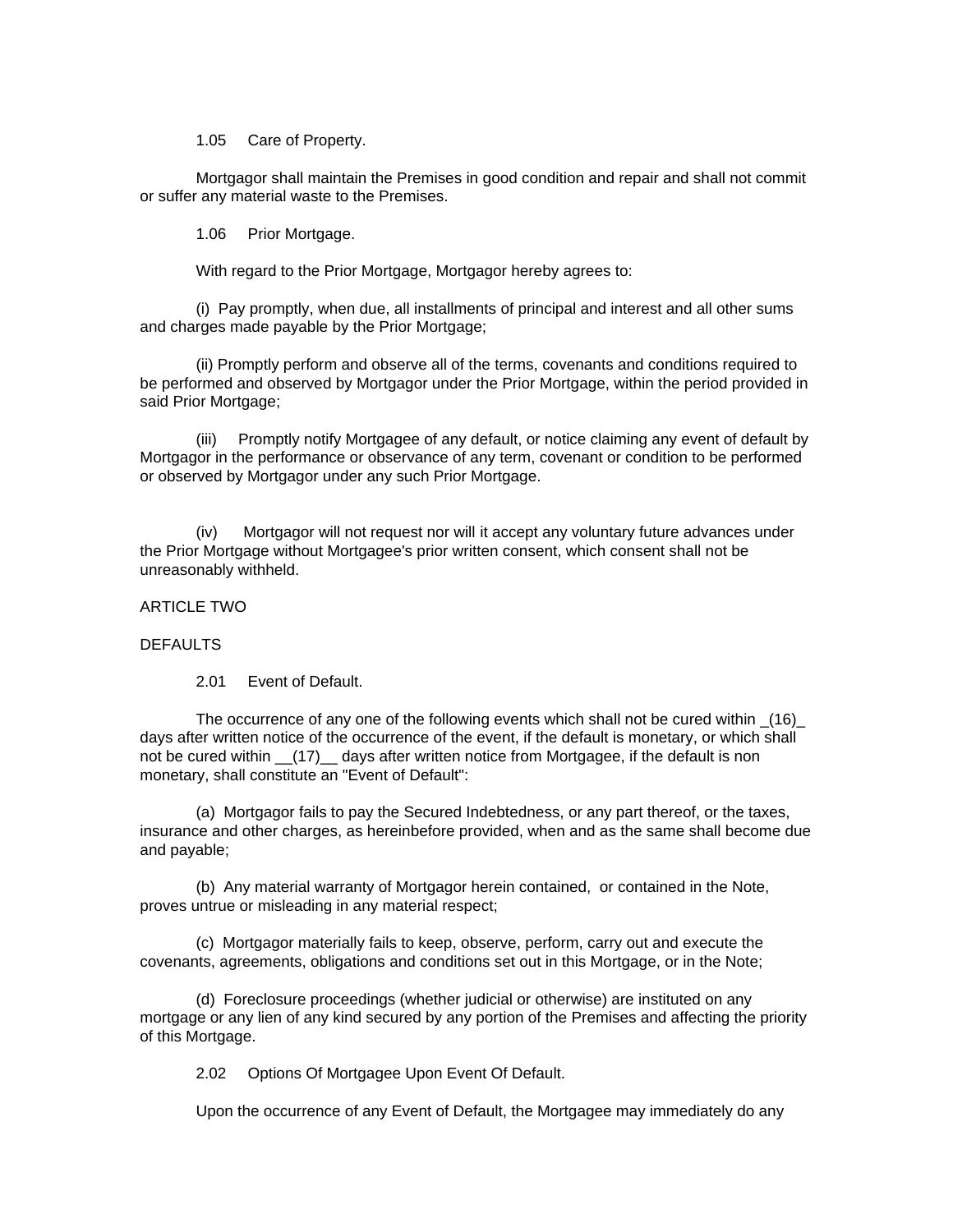1.05 Care of Property.

Mortgagor shall maintain the Premises in good condition and repair and shall not commit or suffer any material waste to the Premises.

1.06 Prior Mortgage.

With regard to the Prior Mortgage, Mortgagor hereby agrees to:

(i) Pay promptly, when due, all installments of principal and interest and all other sums and charges made payable by the Prior Mortgage;

(ii) Promptly perform and observe all of the terms, covenants and conditions required to be performed and observed by Mortgagor under the Prior Mortgage, within the period provided in said Prior Mortgage;

(iii) Promptly notify Mortgagee of any default, or notice claiming any event of default by Mortgagor in the performance or observance of any term, covenant or condition to be performed or observed by Mortgagor under any such Prior Mortgage.

(iv) Mortgagor will not request nor will it accept any voluntary future advances under the Prior Mortgage without Mortgagee's prior written consent, which consent shall not be unreasonably withheld.

ARTICLE TWO

DEFAULTS

2.01 Event of Default.

The occurrence of any one of the following events which shall not be cured within _(16)_ days after written notice of the occurrence of the event, if the default is monetary, or which shall not be cured within __(17)__ days after written notice from Mortgagee, if the default is non monetary, shall constitute an "Event of Default":

(a) Mortgagor fails to pay the Secured Indebtedness, or any part thereof, or the taxes, insurance and other charges, as hereinbefore provided, when and as the same shall become due and payable;

(b) Any material warranty of Mortgagor herein contained, or contained in the Note, proves untrue or misleading in any material respect;

(c) Mortgagor materially fails to keep, observe, perform, carry out and execute the covenants, agreements, obligations and conditions set out in this Mortgage, or in the Note;

(d) Foreclosure proceedings (whether judicial or otherwise) are instituted on any mortgage or any lien of any kind secured by any portion of the Premises and affecting the priority of this Mortgage.

2.02 Options Of Mortgagee Upon Event Of Default.

Upon the occurrence of any Event of Default, the Mortgagee may immediately do any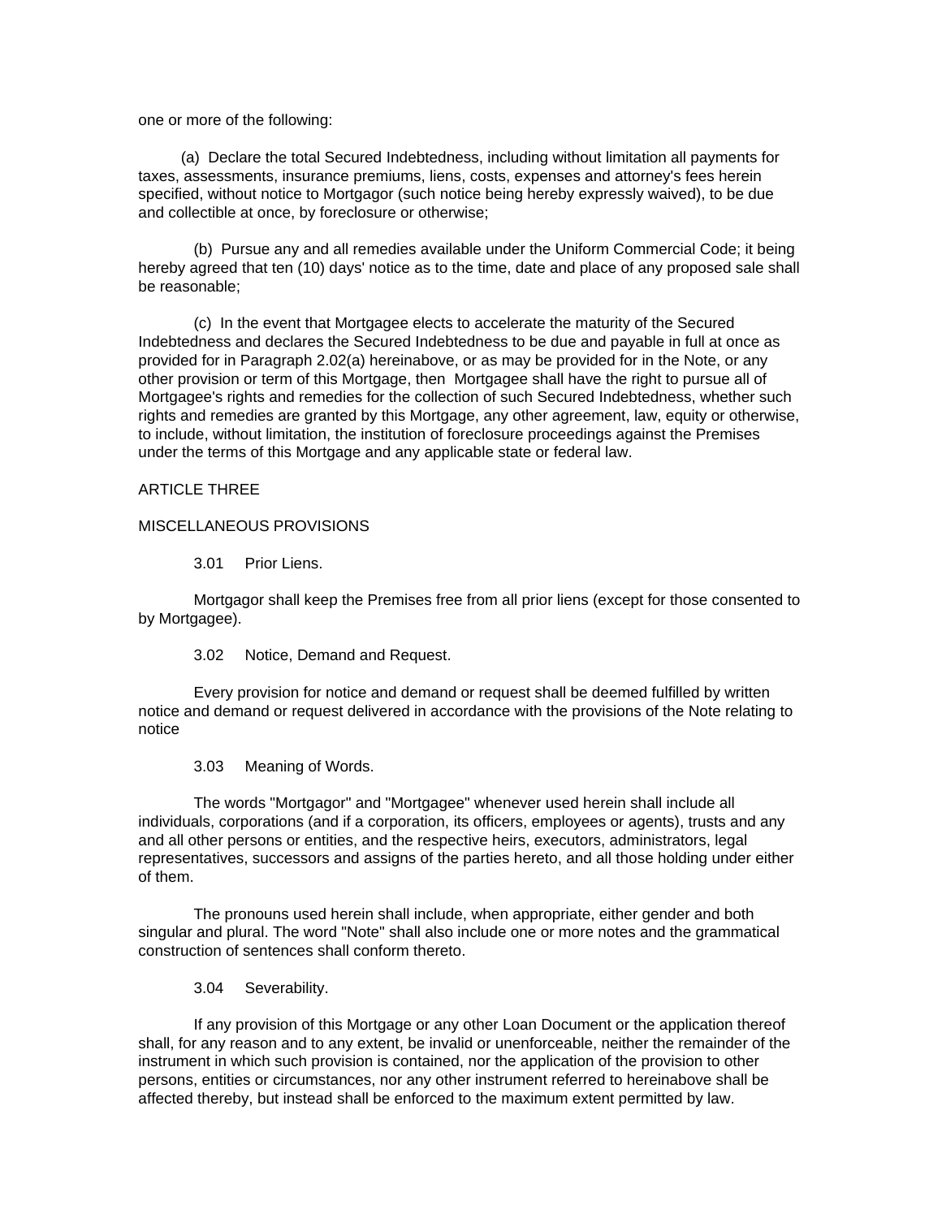one or more of the following:

(a) Declare the total Secured Indebtedness, including without limitation all payments for taxes, assessments, insurance premiums, liens, costs, expenses and attorney's fees herein specified, without notice to Mortgagor (such notice being hereby expressly waived), to be due and collectible at once, by foreclosure or otherwise;

(b) Pursue any and all remedies available under the Uniform Commercial Code; it being hereby agreed that ten (10) days' notice as to the time, date and place of any proposed sale shall be reasonable;

(c) In the event that Mortgagee elects to accelerate the maturity of the Secured Indebtedness and declares the Secured Indebtedness to be due and payable in full at once as provided for in Paragraph 2.02(a) hereinabove, or as may be provided for in the Note, or any other provision or term of this Mortgage, then Mortgagee shall have the right to pursue all of Mortgagee's rights and remedies for the collection of such Secured Indebtedness, whether such rights and remedies are granted by this Mortgage, any other agreement, law, equity or otherwise, to include, without limitation, the institution of foreclosure proceedings against the Premises under the terms of this Mortgage and any applicable state or federal law.

## ARTICLE THREE

## MISCELLANEOUS PROVISIONS

### 3.01 Prior Liens.

Mortgagor shall keep the Premises free from all prior liens (except for those consented to by Mortgagee).

### 3.02 Notice, Demand and Request.

Every provision for notice and demand or request shall be deemed fulfilled by written notice and demand or request delivered in accordance with the provisions of the Note relating to notice

### 3.03 Meaning of Words.

The words "Mortgagor" and "Mortgagee" whenever used herein shall include all individuals, corporations (and if a corporation, its officers, employees or agents), trusts and any and all other persons or entities, and the respective heirs, executors, administrators, legal representatives, successors and assigns of the parties hereto, and all those holding under either of them.

The pronouns used herein shall include, when appropriate, either gender and both singular and plural. The word "Note" shall also include one or more notes and the grammatical construction of sentences shall conform thereto.

### 3.04 Severability.

If any provision of this Mortgage or any other Loan Document or the application thereof shall, for any reason and to any extent, be invalid or unenforceable, neither the remainder of the instrument in which such provision is contained, nor the application of the provision to other persons, entities or circumstances, nor any other instrument referred to hereinabove shall be affected thereby, but instead shall be enforced to the maximum extent permitted by law.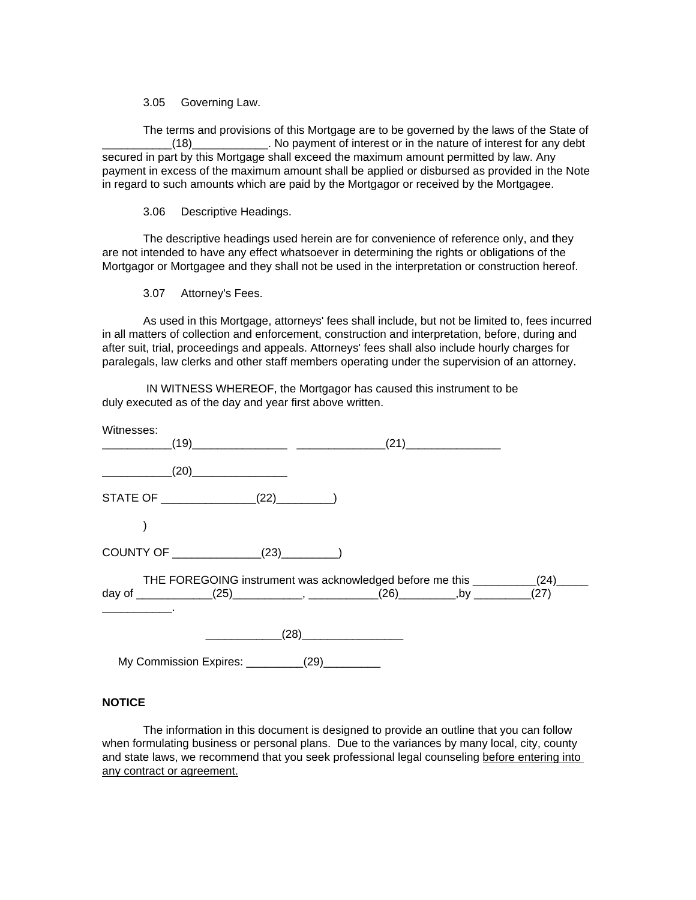3.05 Governing Law.

The terms and provisions of this Mortgage are to be governed by the laws of the State of ___________(18)____________. No payment of interest or in the nature of interest for any debt secured in part by this Mortgage shall exceed the maximum amount permitted by law. Any payment in excess of the maximum amount shall be applied or disbursed as provided in the Note in regard to such amounts which are paid by the Mortgagor or received by the Mortgagee.

3.06 Descriptive Headings.

The descriptive headings used herein are for convenience of reference only, and they are not intended to have any effect whatsoever in determining the rights or obligations of the Mortgagor or Mortgagee and they shall not be used in the interpretation or construction hereof.

3.07 Attorney's Fees.

As used in this Mortgage, attorneys' fees shall include, but not be limited to, fees incurred in all matters of collection and enforcement, construction and interpretation, before, during and after suit, trial, proceedings and appeals. Attorneys' fees shall also include hourly charges for paralegals, law clerks and other staff members operating under the supervision of an attorney.

IN WITNESS WHEREOF, the Mortgagor has caused this instrument to be duly executed as of the day and year first above written.

Witnesses:
___________(19)_______________ ______________(21)_______________

___________(20)_______________

STATE OF _______________(22)_________)

)

COUNTY OF ______________(23)_________)

THE FOREGOING instrument was acknowledged before me this __________(24)_____ day of ____________(25)___________, ___________(26)_________,by _________(27) ___________.

____________(28)________________

My Commission Expires: _________(29)_________

**NOTICE**

The information in this document is designed to provide an outline that you can follow when formulating business or personal plans. Due to the variances by many local, city, county and state laws, we recommend that you seek professional legal counseling before entering into any contract or agreement.